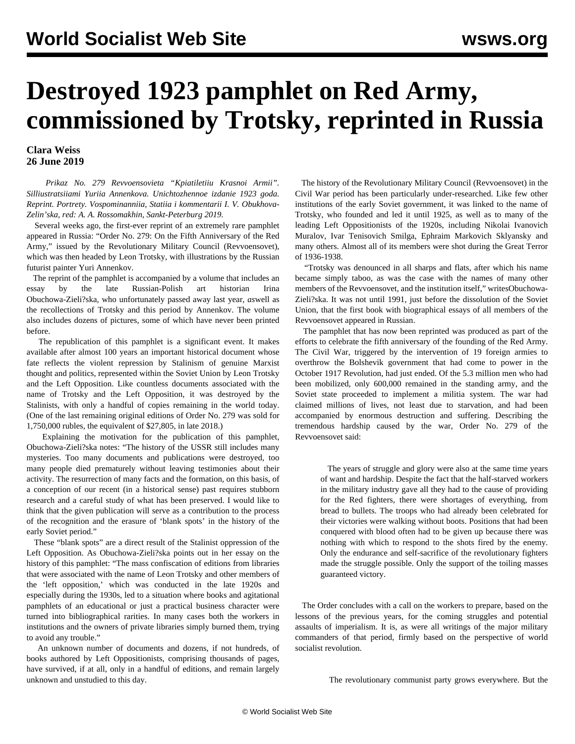# Destroyed 1923 pamphlet on Red Army, commissioned by Trotsky, reprinted in Russia

**Clara Weiss**
**26 June 2019**

*Prikaz No. 279 Revvoensovieta "Kpiatiletiiu Krasnoi Armii". Silliustratsiiami Yuriia Annenkova. Unichtozhennoe izdanie 1923 goda. Reprint. Portrety. Vospominanniia, Statiia i kommentarii I. V. Obukhova-Zelin'ska, red: A. A. Rossomakhin, Sankt-Peterburg 2019.*

Several weeks ago, the first-ever reprint of an extremely rare pamphlet appeared in Russia: "Order No. 279: On the Fifth Anniversary of the Red Army," issued by the Revolutionary Military Council (Revvoensovet), which was then headed by Leon Trotsky, with illustrations by the Russian futurist painter Yuri Annenkov.

The reprint of the pamphlet is accompanied by a volume that includes an essay by the late Russian-Polish art historian Irina Obuchowa-Zieli?ska, who unfortunately passed away last year, *as*well as the recollections of Trotsky and this period by Annenkov. The volume also includes dozens of pictures, some of which have never been printed before.

The republication of this pamphlet is a significant event. It makes available after almost 100 years an important historical document whose fate reflects the violent repression by Stalinism of genuine Marxist thought and politics, represented within the Soviet Union by Leon Trotsky and the Left Opposition. Like countless documents associated with the name of Trotsky and the Left Opposition, it was destroyed by the Stalinists, with only a handful of copies remaining in the world today. (One of the last remaining original editions of Order No. 279 was sold for 1,750,000 rubles, the equivalent of $27,805, in late 2018.)

Explaining the motivation for the publication of this pamphlet, Obuchowa-Zieli?ska notes: "The history of the USSR still includes many mysteries. Too many documents and publications were destroyed, too many people died prematurely without leaving testimonies about their activity. The resurrection of many facts and the formation, on this basis, of a conception of our recent (in a historical sense) past requires stubborn research and a careful study of what has been preserved. I would like to think that the given publication will serve as a contribution to the process of the recognition and the erasure of 'blank spots' in the history of the early Soviet period."

These "blank spots" are a direct result of the Stalinist oppression of the Left Opposition. As Obuchowa-Zieli?ska points out in her essay on the history of this pamphlet: "The mass confiscation of editions from libraries that were associated with the name of Leon Trotsky and other members of the 'left opposition,' which was conducted in the late 1920s and especially during the 1930s, led to a situation where books and agitational pamphlets of an educational or just a practical business character were turned into bibliographical rarities. In many cases both the workers in institutions and the owners of private libraries simply burned them, trying to avoid any trouble."

An unknown number of documents and dozens, if not hundreds, of books authored by Left Oppositionists, comprising thousands of pages, have survived, if at all, only in a handful of editions, and remain largely unknown and unstudied to this day.

The history of the Revolutionary Military Council (Revvoensovet) in the Civil War period has been particularly under-researched. Like few other institutions of the early Soviet government, it was linked to the name of Trotsky, who founded and led it until 1925, as well as to many of the leading Left Oppositionists of the 1920s, including Nikolai Ivanovich Muralov, Ivar Tenisovich Smilga, Ephraim Markovich Sklyansky and many others. Almost all of its members were shot during the Great Terror of 1936-1938.

"Trotsky was denounced in all sharps and flats, after which his name became simply taboo, as was the case with the names of many other members of the Revvoensovet, and the institution itself," writesObuchowa-Zieli?ska. It was not until 1991, just before the dissolution of the Soviet Union, that the first book with biographical essays of all members of the Revvoensovet appeared in Russian.

The pamphlet that has now been reprinted was produced as part of the efforts to celebrate the fifth anniversary of the founding of the Red Army. The Civil War, triggered by the intervention of 19 foreign armies to overthrow the Bolshevik government that had come to power in the October 1917 Revolution, had just ended. Of the 5.3 million men who had been mobilized, only 600,000 remained in the standing army, and the Soviet state proceeded to implement a militia system. The war had claimed millions of lives, not least due to starvation, and had been accompanied by enormous destruction and suffering. Describing the tremendous hardship caused by the war, Order No. 279 of the Revvoensovet said:

> The years of struggle and glory were also at the same time years of want and hardship. Despite the fact that the half-starved workers in the military industry gave all they had to the cause of providing for the Red fighters, there were shortages of everything, from bread to bullets. The troops who had already been celebrated for their victories were walking without boots. Positions that had been conquered with blood often had to be given up because there was nothing with which to respond to the shots fired by the enemy. Only the endurance and self-sacrifice of the revolutionary fighters made the struggle possible. Only the support of the toiling masses guaranteed victory.

The Order concludes with a call on the workers to prepare, based on the lessons of the previous years, for the coming struggles and potential assaults of imperialism. It is, as were all writings of the major military commanders of that period, firmly based on the perspective of world socialist revolution.

> The revolutionary communist party grows everywhere. But the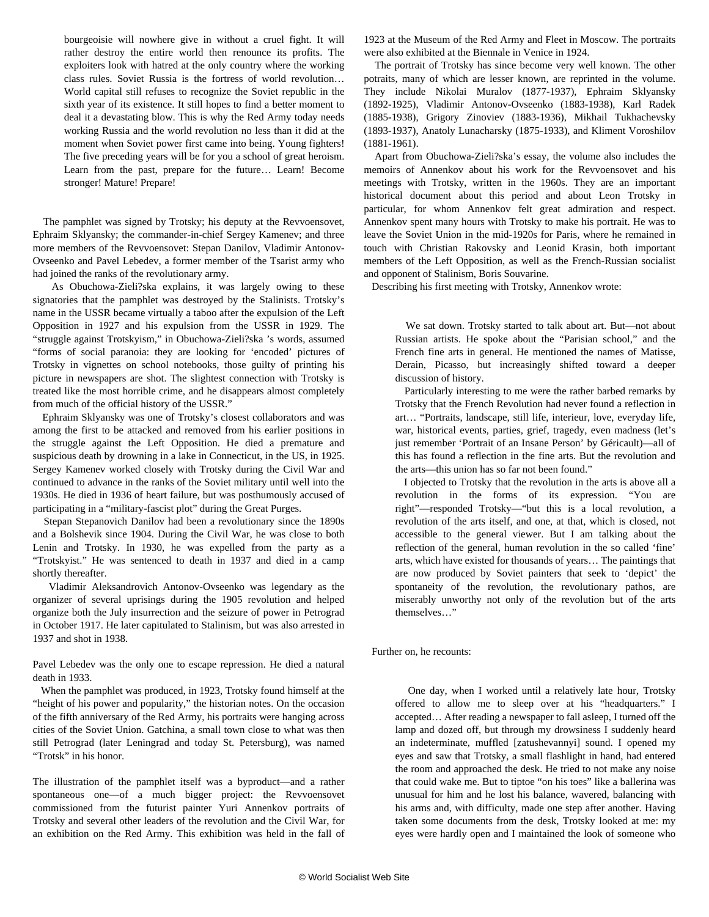> bourgeoisie will nowhere give in without a cruel fight. It will rather destroy the entire world then renounce its profits. The exploiters look with hatred at the only country where the working class rules. Soviet Russia is the fortress of world revolution… World capital still refuses to recognize the Soviet republic in the sixth year of its existence. It still hopes to find a better moment to deal it a devastating blow. This is why the Red Army today needs working Russia and the world revolution no less than it did at the moment when Soviet power first came into being. Young fighters! The five preceding years will be for you a school of great heroism. Learn from the past, prepare for the future… Learn! Become stronger! Mature! Prepare!

The pamphlet was signed by Trotsky; his deputy at the Revvoensovet, Ephraim Sklyansky; the commander-in-chief Sergey Kamenev; and three more members of the Revvoensovet: Stepan Danilov, Vladimir Antonov-Ovseenko and Pavel Lebedev, a former member of the Tsarist army who had joined the ranks of the revolutionary army.

As Obuchowa-Zieli?ska explains, it was largely owing to these signatories that the pamphlet was destroyed by the Stalinists. Trotsky's name in the USSR became virtually a taboo after the expulsion of the Left Opposition in 1927 and his expulsion from the USSR in 1929. The "struggle against Trotskyism," in Obuchowa-Zieli?ska 's words, assumed "forms of social paranoia: they are looking for 'encoded' pictures of Trotsky in vignettes on school notebooks, those guilty of printing his picture in newspapers are shot. The slightest connection with Trotsky is treated like the most horrible crime, and he disappears almost completely from much of the official history of the USSR."

Ephraim Sklyansky was one of Trotsky's closest collaborators and was among the first to be attacked and removed from his earlier positions in the struggle against the Left Opposition. He died a premature and suspicious death by drowning in a lake in Connecticut, in the US, in 1925. Sergey Kamenev worked closely with Trotsky during the Civil War and continued to advance in the ranks of the Soviet military until well into the 1930s. He died in 1936 of heart failure, but was posthumously accused of participating in a "military-fascist plot" during the Great Purges.

Stepan Stepanovich Danilov had been a revolutionary since the 1890s and a Bolshevik since 1904. During the Civil War, he was close to both Lenin and Trotsky. In 1930, he was expelled from the party as a "Trotskyist." He was sentenced to death in 1937 and died in a camp shortly thereafter.

Vladimir Aleksandrovich Antonov-Ovseenko was legendary as the organizer of several uprisings during the 1905 revolution and helped organize both the July insurrection and the seizure of power in Petrograd in October 1917. He later capitulated to Stalinism, but was also arrested in 1937 and shot in 1938.

Pavel Lebedev was the only one to escape repression. He died a natural death in 1933.

When the pamphlet was produced, in 1923, Trotsky found himself at the "height of his power and popularity," the historian notes. On the occasion of the fifth anniversary of the Red Army, his portraits were hanging across cities of the Soviet Union. Gatchina, a small town close to what was then still Petrograd (later Leningrad and today St. Petersburg), was named "Trotsk" in his honor.

The illustration of the pamphlet itself was a byproduct—and a rather spontaneous one—of a much bigger project: the Revvoensovet commissioned from the futurist painter Yuri Annenkov portraits of Trotsky and several other leaders of the revolution and the Civil War, for an exhibition on the Red Army. This exhibition was held in the fall of 1923 at the Museum of the Red Army and Fleet in Moscow. The portraits were also exhibited at the Biennale in Venice in 1924.

The portrait of Trotsky has since become very well known. The other potraits, many of which are lesser known, are reprinted in the volume. They include Nikolai Muralov (1877-1937), Ephraim Sklyansky (1892-1925), Vladimir Antonov-Ovseenko (1883-1938), Karl Radek (1885-1938), Grigory Zinoviev (1883-1936), Mikhail Tukhachevsky (1893-1937), Anatoly Lunacharsky (1875-1933), and Kliment Voroshilov (1881-1961).

Apart from Obuchowa-Zieli?ska's essay, the volume also includes the memoirs of Annenkov about his work for the Revvoensovet and his meetings with Trotsky, written in the 1960s. They are an important historical document about this period and about Leon Trotsky in particular, for whom Annenkov felt great admiration and respect. Annenkov spent many hours with Trotsky to make his portrait. He was to leave the Soviet Union in the mid-1920s for Paris, where he remained in touch with Christian Rakovsky and Leonid Krasin, both important members of the Left Opposition, as well as the French-Russian socialist and opponent of Stalinism, Boris Souvarine.

Describing his first meeting with Trotsky, Annenkov wrote:

> We sat down. Trotsky started to talk about art. But—not about Russian artists. He spoke about the "Parisian school," and the French fine arts in general. He mentioned the names of Matisse, Derain, Picasso, but increasingly shifted toward a deeper discussion of history.
>
> Particularly interesting to me were the rather barbed remarks by Trotsky that the French Revolution had never found a reflection in art… "Portraits, landscape, still life, interieur, love, everyday life, war, historical events, parties, grief, tragedy, even madness (let's just remember 'Portrait of an Insane Person' by Géricault)—all of this has found a reflection in the fine arts. But the revolution and the arts—this union has so far not been found."
>
> I objected to Trotsky that the revolution in the arts is above all a revolution in the forms of its expression. "You are right"—responded Trotsky—"but this is a local revolution, a revolution of the arts itself, and one, at that, which is closed, not accessible to the general viewer. But I am talking about the reflection of the general, human revolution in the so called 'fine' arts, which have existed for thousands of years… The paintings that are now produced by Soviet painters that seek to 'depict' the spontaneity of the revolution, the revolutionary pathos, are miserably unworthy not only of the revolution but of the arts themselves…"

Further on, he recounts:

> One day, when I worked until a relatively late hour, Trotsky offered to allow me to sleep over at his "headquarters." I accepted… After reading a newspaper to fall asleep, I turned off the lamp and dozed off, but through my drowsiness I suddenly heard an indeterminate, muffled [zatushevannyi] sound. I opened my eyes and saw that Trotsky, a small flashlight in hand, had entered the room and approached the desk. He tried to not make any noise that could wake me. But to tiptoe "on his toes" like a ballerina was unusual for him and he lost his balance, wavered, balancing with his arms and, with difficulty, made one step after another. Having taken some documents from the desk, Trotsky looked at me: my eyes were hardly open and I maintained the look of someone who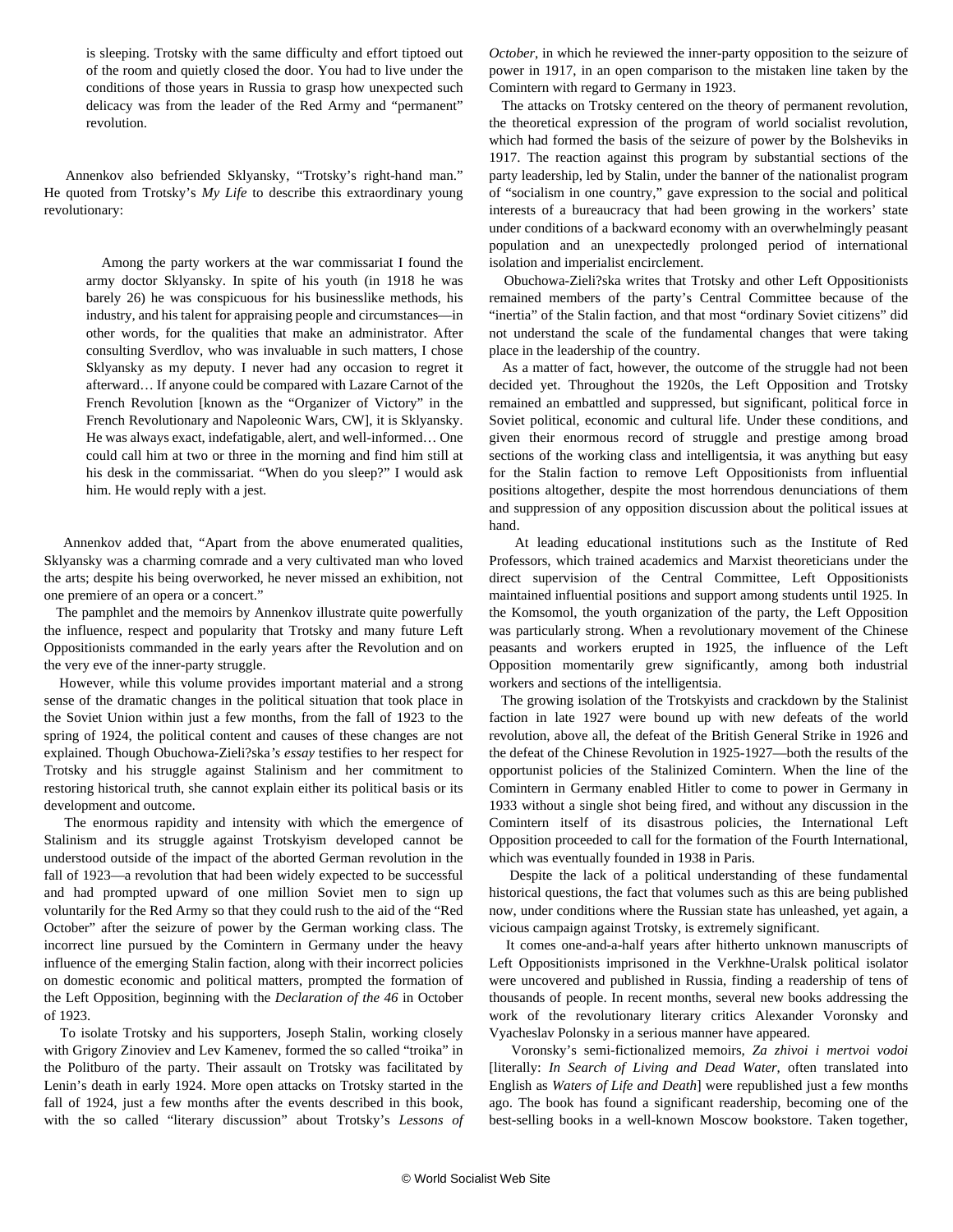> is sleeping. Trotsky with the same difficulty and effort tiptoed out of the room and quietly closed the door. You had to live under the conditions of those years in Russia to grasp how unexpected such delicacy was from the leader of the Red Army and "permanent" revolution.

Annenkov also befriended Sklyansky, "Trotsky's right-hand man." He quoted from Trotsky's *My Life* to describe this extraordinary young revolutionary:

> Among the party workers at the war commissariat I found the army doctor Sklyansky. In spite of his youth (in 1918 he was barely 26) he was conspicuous for his businesslike methods, his industry, and his talent for appraising people and circumstances—in other words, for the qualities that make an administrator. After consulting Sverdlov, who was invaluable in such matters, I chose Sklyansky as my deputy. I never had any occasion to regret it afterward… If anyone could be compared with Lazare Carnot of the French Revolution [known as the "Organizer of Victory" in the French Revolutionary and Napoleonic Wars, CW], it is Sklyansky. He was always exact, indefatigable, alert, and well-informed… One could call him at two or three in the morning and find him still at his desk in the commissariat. "When do you sleep?" I would ask him. He would reply with a jest.

Annenkov added that, "Apart from the above enumerated qualities, Sklyansky was a charming comrade and a very cultivated man who loved the arts; despite his being overworked, he never missed an exhibition, not one premiere of an opera or a concert."

The pamphlet and the memoirs by Annenkov illustrate quite powerfully the influence, respect and popularity that Trotsky and many future Left Oppositionists commanded in the early years after the Revolution and on the very eve of the inner-party struggle.

However, while this volume provides important material and a strong sense of the dramatic changes in the political situation that took place in the Soviet Union within just a few months, from the fall of 1923 to the spring of 1924, the political content and causes of these changes are not explained. Though Obuchowa-Zieli?ska*'s essay* testifies to her respect for Trotsky and his struggle against Stalinism and her commitment to restoring historical truth, she cannot explain either its political basis or its development and outcome.

The enormous rapidity and intensity with which the emergence of Stalinism and its struggle against Trotskyism developed cannot be understood outside of the impact of the aborted German revolution in the fall of 1923—a revolution that had been widely expected to be successful and had prompted upward of one million Soviet men to sign up voluntarily for the Red Army so that they could rush to the aid of the "Red October" after the seizure of power by the German working class. The incorrect line pursued by the Comintern in Germany under the heavy influence of the emerging Stalin faction, along with their incorrect policies on domestic economic and political matters, prompted the formation of the Left Opposition, beginning with the *Declaration of the 46* in October of 1923.

To isolate Trotsky and his supporters, Joseph Stalin, working closely with Grigory Zinoviev and Lev Kamenev, formed the so called "troika" in the Politburo of the party. Their assault on Trotsky was facilitated by Lenin's death in early 1924. More open attacks on Trotsky started in the fall of 1924, just a few months after the events described in this book, with the so called "literary discussion" about Trotsky's *Lessons of October*, in which he reviewed the inner-party opposition to the seizure of power in 1917, in an open comparison to the mistaken line taken by the Comintern with regard to Germany in 1923.

The attacks on Trotsky centered on the theory of permanent revolution, the theoretical expression of the program of world socialist revolution, which had formed the basis of the seizure of power by the Bolsheviks in 1917. The reaction against this program by substantial sections of the party leadership, led by Stalin, under the banner of the nationalist program of "socialism in one country," gave expression to the social and political interests of a bureaucracy that had been growing in the workers' state under conditions of a backward economy with an overwhelmingly peasant population and an unexpectedly prolonged period of international isolation and imperialist encirclement.

Obuchowa-Zieli?ska writes that Trotsky and other Left Oppositionists remained members of the party's Central Committee because of the "inertia" of the Stalin faction, and that most "ordinary Soviet citizens" did not understand the scale of the fundamental changes that were taking place in the leadership of the country.

As a matter of fact, however, the outcome of the struggle had not been decided yet. Throughout the 1920s, the Left Opposition and Trotsky remained an embattled and suppressed, but significant, political force in Soviet political, economic and cultural life. Under these conditions, and given their enormous record of struggle and prestige among broad sections of the working class and intelligentsia, it was anything but easy for the Stalin faction to remove Left Oppositionists from influential positions altogether, despite the most horrendous denunciations of them and suppression of any opposition discussion about the political issues at hand.

At leading educational institutions such as the Institute of Red Professors, which trained academics and Marxist theoreticians under the direct supervision of the Central Committee, Left Oppositionists maintained influential positions and support among students until 1925. In the Komsomol, the youth organization of the party, the Left Opposition was particularly strong. When a revolutionary movement of the Chinese peasants and workers erupted in 1925, the influence of the Left Opposition momentarily grew significantly, among both industrial workers and sections of the intelligentsia.

The growing isolation of the Trotskyists and crackdown by the Stalinist faction in late 1927 were bound up with new defeats of the world revolution, above all, the defeat of the British General Strike in 1926 and the defeat of the Chinese Revolution in 1925-1927—both the results of the opportunist policies of the Stalinized Comintern. When the line of the Comintern in Germany enabled Hitler to come to power in Germany in 1933 without a single shot being fired, and without any discussion in the Comintern itself of its disastrous policies, the International Left Opposition proceeded to call for the formation of the Fourth International, which was eventually founded in 1938 in Paris.

Despite the lack of a political understanding of these fundamental historical questions, the fact that volumes such as this are being published now, under conditions where the Russian state has unleashed, yet again, a vicious campaign against Trotsky, is extremely significant.

It comes one-and-a-half years after hitherto unknown manuscripts of Left Oppositionists imprisoned in the Verkhne-Uralsk political isolator were uncovered and published in Russia, finding a readership of tens of thousands of people. In recent months, several new books addressing the work of the revolutionary literary critics Alexander Voronsky and Vyacheslav Polonsky in a serious manner have appeared.

Voronsky's semi-fictionalized memoirs, *Za zhivoi i mertvoi vodoi* [literally: *In Search of Living and Dead Water*, often translated into English as *Waters of Life and Death*] were republished just a few months ago. The book has found a significant readership, becoming one of the best-selling books in a well-known Moscow bookstore. Taken together,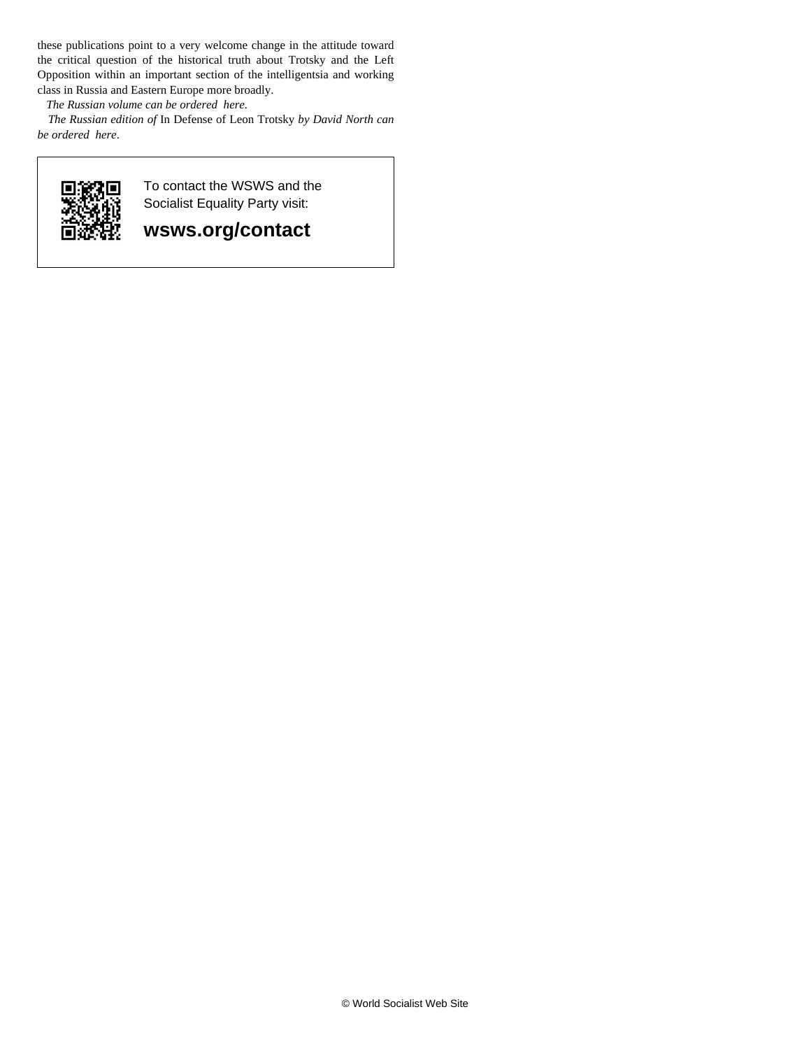these publications point to a very welcome change in the attitude toward the critical question of the historical truth about Trotsky and the Left Opposition within an important section of the intelligentsia and working class in Russia and Eastern Europe more broadly.

*The Russian volume can be ordered here.*

*The Russian edition of* In Defense of Leon Trotsky *by David North can be ordered here*.

To contact the WSWS and the Socialist Equality Party visit:

**wsws.org/contact**